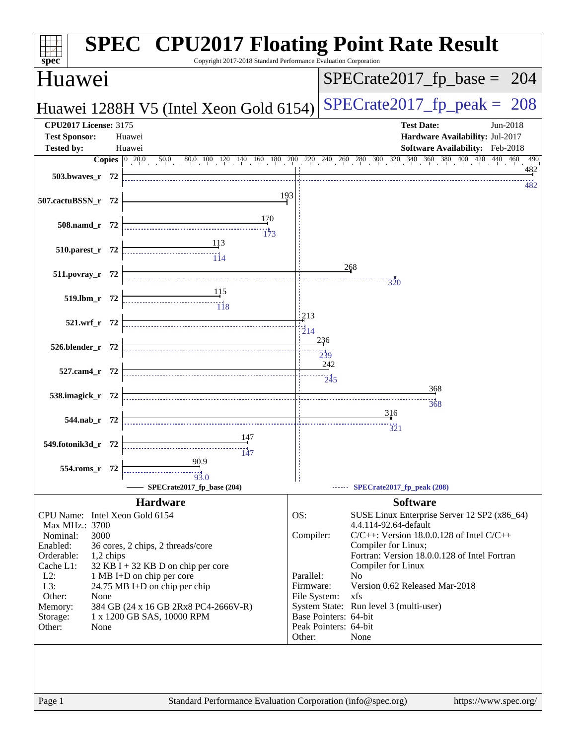# SPEC CPU2017 Floating Point Rate Result

Copyright 2017-2018 Standard Performance Evaluation Corporation

## Huawei

**Huawei 1288H V5 (Intel Xeon Gold 6154)**

SPECrate2017_fp_base = 204

SPECrate2017_fp_peak = 208

| | | | |
|---|---|---|---|
| **CPU2017 License:** | 3175 | **Test Date:** | Jun-2018 |
| **Test Sponsor:** | Huawei | **Hardware Availability:** | Jul-2017 |
| **Tested by:** | Huawei | **Software Availability:** | Feb-2018 |

| Benchmark | Copies | Base | Peak |
|---|---|---|---|
| 503.bwaves_r | 72 | 482 | 482 |
| 507.cactuBSSN_r | 72 | 193 | |
| 508.namd_r | 72 | 170 | 173 |
| 510.parest_r | 72 | 113 | 114 |
| 511.povray_r | 72 | 268 | 320 |
| 519.lbm_r | 72 | 115 | 118 |
| 521.wrf_r | 72 | 213 | 214 |
| 526.blender_r | 72 | 236 | 239 |
| 527.cam4_r | 72 | 242 | 245 |
| 538.imagick_r | 72 | 368 | 368 |
| 544.nab_r | 72 | 316 | 321 |
| 549.fotonik3d_r | 72 | 147 | 147 |
| 554.roms_r | 72 | 90.9 | 93.0 |

SPECrate2017_fp_base (204) — SPECrate2017_fp_peak (208)

### Hardware

| | |
|---|---|
| CPU Name: | Intel Xeon Gold 6154 |
| Max MHz.: | 3700 |
| Nominal: | 3000 |
| Enabled: | 36 cores, 2 chips, 2 threads/core |
| Orderable: | 1,2 chips |
| Cache L1: | 32 KB I + 32 KB D on chip per core |
| L2: | 1 MB I+D on chip per core |
| L3: | 24.75 MB I+D on chip per chip |
| Other: | None |
| Memory: | 384 GB (24 x 16 GB 2Rx8 PC4-2666V-R) |
| Storage: | 1 x 1200 GB SAS, 10000 RPM |
| Other: | None |

### Software

| | |
|---|---|
| OS: | SUSE Linux Enterprise Server 12 SP2 (x86_64) 4.4.114-92.64-default |
| Compiler: | C/C++: Version 18.0.0.128 of Intel C/C++ Compiler for Linux; Fortran: Version 18.0.0.128 of Intel Fortran Compiler for Linux |
| Parallel: | No |
| Firmware: | Version 0.62 Released Mar-2018 |
| File System: | xfs |
| System State: | Run level 3 (multi-user) |
| Base Pointers: | 64-bit |
| Peak Pointers: | 64-bit |
| Other: | None |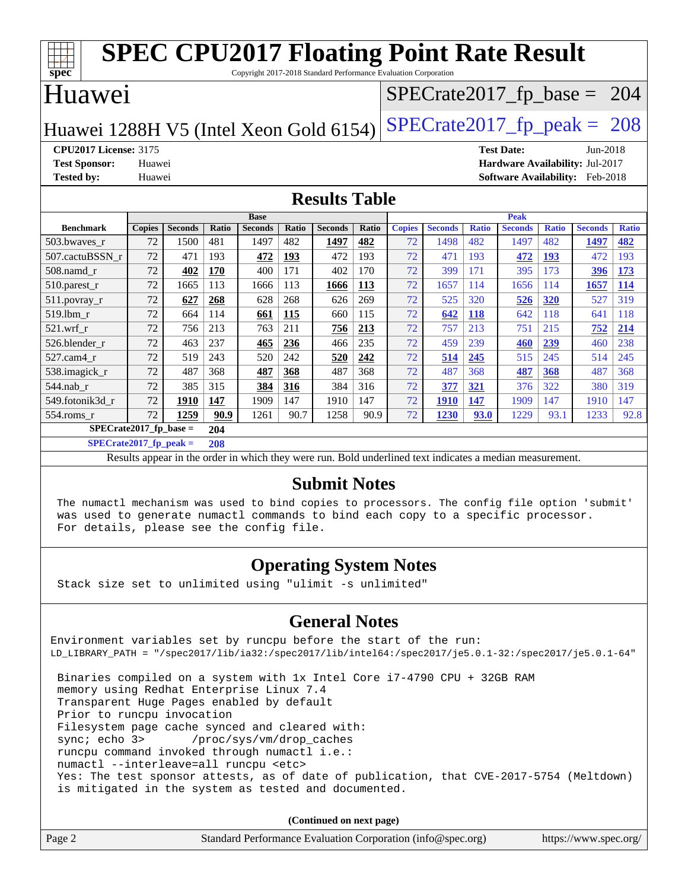# SPEC CPU2017 Floating Point Rate Result

Copyright 2017-2018 Standard Performance Evaluation Corporation

## Huawei

Huawei 1288H V5 (Intel Xeon Gold 6154)

SPECrate2017_fp_base = 204

SPECrate2017_fp_peak = 208

**CPU2017 License:** 3175
**Test Sponsor:** Huawei
**Tested by:** Huawei

**Test Date:** Jun-2018
**Hardware Availability:** Jul-2017
**Software Availability:** Feb-2018

## Results Table

| | Base | | | | | | | Peak | | | | | | |
|---|---|---|---|---|---|---|---|---|---|---|---|---|---|---|
| **Benchmark** | **Copies** | **Seconds** | **Ratio** | **Seconds** | **Ratio** | **Seconds** | **Ratio** | **Copies** | **Seconds** | **Ratio** | **Seconds** | **Ratio** | **Seconds** | **Ratio** |
| 503.bwaves_r | 72 | 1500 | 481 | 1497 | 482 | **1497** | **482** | 72 | 1498 | 482 | 1497 | 482 | **1497** | **482** |
| 507.cactuBSSN_r | 72 | 471 | 193 | **472** | **193** | 472 | 193 | 72 | 471 | 193 | **472** | **193** | 472 | 193 |
| 508.namd_r | 72 | **402** | **170** | 400 | 171 | 402 | 170 | 72 | 399 | 171 | 395 | 173 | **396** | **173** |
| 510.parest_r | 72 | 1665 | 113 | 1666 | 113 | **1666** | **113** | 72 | 1657 | 114 | 1656 | 114 | **1657** | **114** |
| 511.povray_r | 72 | **627** | **268** | 628 | 268 | 626 | 269 | 72 | 525 | 320 | **526** | **320** | 527 | 319 |
| 519.lbm_r | 72 | 664 | 114 | **661** | **115** | 660 | 115 | 72 | **642** | **118** | 642 | 118 | 641 | 118 |
| 521.wrf_r | 72 | 756 | 213 | 763 | 211 | **756** | **213** | 72 | 757 | 213 | 751 | 215 | **752** | **214** |
| 526.blender_r | 72 | 463 | 237 | **465** | **236** | 466 | 235 | 72 | 459 | 239 | **460** | **239** | 460 | 238 |
| 527.cam4_r | 72 | 519 | 243 | 520 | 242 | **520** | **242** | 72 | **514** | **245** | 515 | 245 | 514 | 245 |
| 538.imagick_r | 72 | 487 | 368 | **487** | **368** | 487 | 368 | 72 | 487 | 368 | **487** | **368** | 487 | 368 |
| 544.nab_r | 72 | 385 | 315 | **384** | **316** | 384 | 316 | 72 | **377** | **321** | 376 | 322 | 380 | 319 |
| 549.fotonik3d_r | 72 | **1910** | **147** | 1909 | 147 | 1910 | 147 | 72 | **1910** | **147** | 1909 | 147 | 1910 | 147 |
| 554.roms_r | 72 | **1259** | **90.9** | 1261 | 90.7 | 1258 | 90.9 | 72 | **1230** | **93.0** | 1229 | 93.1 | 1233 | 92.8 |

**SPECrate2017_fp_base = 204**

**SPECrate2017_fp_peak = 208**

Results appear in the order in which they were run. Bold underlined text indicates a median measurement.

## Submit Notes

```
The numactl mechanism was used to bind copies to processors. The config file option 'submit'
was used to generate numactl commands to bind each copy to a specific processor.
For details, please see the config file.
```

## Operating System Notes

```
Stack size set to unlimited using "ulimit -s unlimited"
```

## General Notes

```
Environment variables set by runcpu before the start of the run:
LD_LIBRARY_PATH = "/spec2017/lib/ia32:/spec2017/lib/intel64:/spec2017/je5.0.1-32:/spec2017/je5.0.1-64"

 Binaries compiled on a system with 1x Intel Core i7-4790 CPU + 32GB RAM
 memory using Redhat Enterprise Linux 7.4
 Transparent Huge Pages enabled by default
 Prior to runcpu invocation
 Filesystem page cache synced and cleared with:
 sync; echo 3>       /proc/sys/vm/drop_caches
 runcpu command invoked through numactl i.e.:
 numactl --interleave=all runcpu <etc>
 Yes: The test sponsor attests, as of date of publication, that CVE-2017-5754 (Meltdown)
 is mitigated in the system as tested and documented.
```

**(Continued on next page)**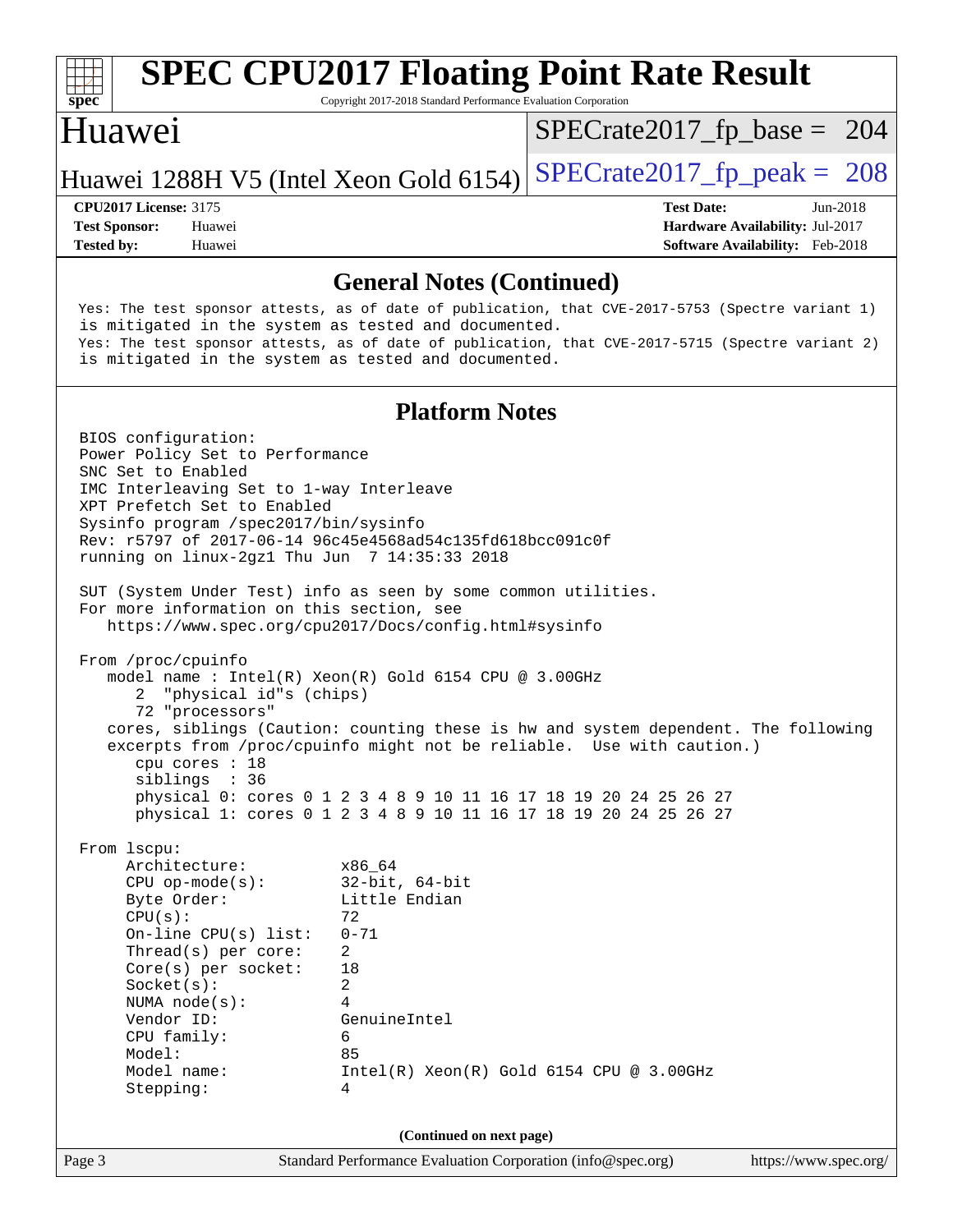## General Notes (Continued)

Yes: The test sponsor attests, as of date of publication, that CVE-2017-5753 (Spectre variant 1) is mitigated in the system as tested and documented.
Yes: The test sponsor attests, as of date of publication, that CVE-2017-5715 (Spectre variant 2) is mitigated in the system as tested and documented.

## Platform Notes

```
BIOS configuration:
Power Policy Set to Performance
SNC Set to Enabled
IMC Interleaving Set to 1-way Interleave
XPT Prefetch Set to Enabled
Sysinfo program /spec2017/bin/sysinfo
Rev: r5797 of 2017-06-14 96c45e4568ad54c135fd618bcc091c0f
running on linux-2gz1 Thu Jun  7 14:35:33 2018

SUT (System Under Test) info as seen by some common utilities.
For more information on this section, see
   https://www.spec.org/cpu2017/Docs/config.html#sysinfo

From /proc/cpuinfo
   model name : Intel(R) Xeon(R) Gold 6154 CPU @ 3.00GHz
      2  "physical id"s (chips)
      72 "processors"
   cores, siblings (Caution: counting these is hw and system dependent. The following
   excerpts from /proc/cpuinfo might not be reliable.  Use with caution.)
      cpu cores : 18
      siblings  : 36
      physical 0: cores 0 1 2 3 4 8 9 10 11 16 17 18 19 20 24 25 26 27
      physical 1: cores 0 1 2 3 4 8 9 10 11 16 17 18 19 20 24 25 26 27

From lscpu:
     Architecture:          x86_64
     CPU op-mode(s):        32-bit, 64-bit
     Byte Order:            Little Endian
     CPU(s):                72
     On-line CPU(s) list:   0-71
     Thread(s) per core:    2
     Core(s) per socket:    18
     Socket(s):             2
     NUMA node(s):          4
     Vendor ID:             GenuineIntel
     CPU family:            6
     Model:                 85
     Model name:            Intel(R) Xeon(R) Gold 6154 CPU @ 3.00GHz
     Stepping:              4
```

(Continued on next page)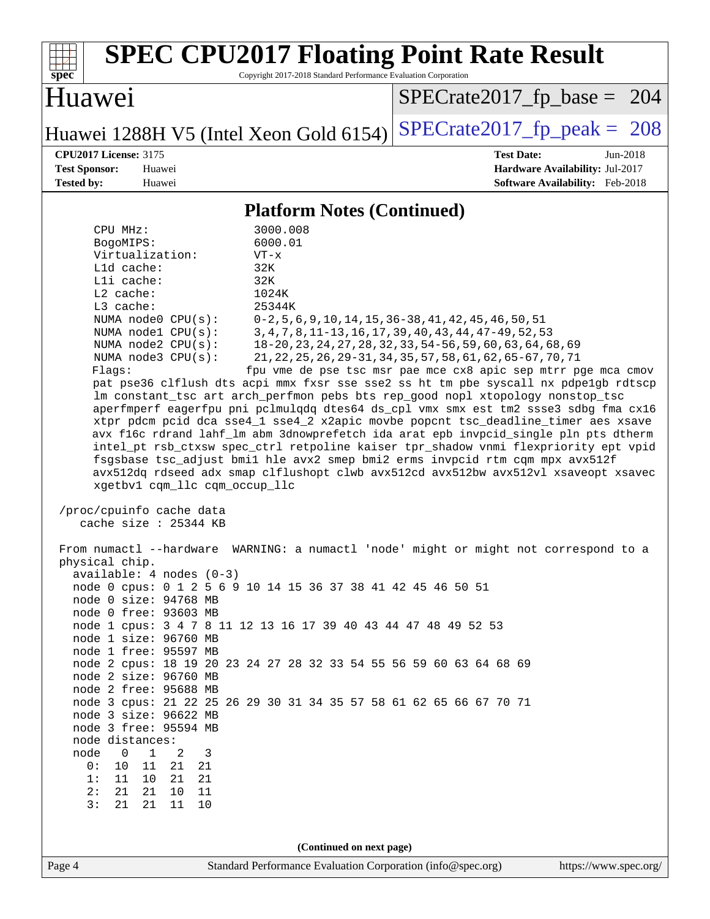# SPEC CPU2017 Floating Point Rate Result

Copyright 2017-2018 Standard Performance Evaluation Corporation

**Huawei**

**Huawei 1288H V5 (Intel Xeon Gold 6154)**

SPECrate2017_fp_base = 204

SPECrate2017_fp_peak = 208

**CPU2017 License:** 3175
**Test Sponsor:** Huawei
**Tested by:** Huawei

**Test Date:** Jun-2018
**Hardware Availability:** Jul-2017
**Software Availability:** Feb-2018

## Platform Notes (Continued)

```
    CPU MHz:               3000.008
    BogoMIPS:              6000.01
    Virtualization:        VT-x
    L1d cache:             32K
    L1i cache:             32K
    L2 cache:              1024K
    L3 cache:              25344K
    NUMA node0 CPU(s):     0-2,5,6,9,10,14,15,36-38,41,42,45,46,50,51
    NUMA node1 CPU(s):     3,4,7,8,11-13,16,17,39,40,43,44,47-49,52,53
    NUMA node2 CPU(s):     18-20,23,24,27,28,32,33,54-56,59,60,63,64,68,69
    NUMA node3 CPU(s):     21,22,25,26,29-31,34,35,57,58,61,62,65-67,70,71
    Flags:                 fpu vme de pse tsc msr pae mce cx8 apic sep mtrr pge mca cmov
    pat pse36 clflush dts acpi mmx fxsr sse sse2 ss ht tm pbe syscall nx pdpe1gb rdtscp
    lm constant_tsc art arch_perfmon pebs bts rep_good nopl xtopology nonstop_tsc
    aperfmperf eagerfpu pni pclmulqdq dtes64 ds_cpl vmx smx est tm2 ssse3 sdbg fma cx16
    xtpr pdcm pcid dca sse4_1 sse4_2 x2apic movbe popcnt tsc_deadline_timer aes xsave
    avx f16c rdrand lahf_lm abm 3dnowprefetch ida arat epb invpcid_single pln pts dtherm
    intel_pt rsb_ctxsw spec_ctrl retpoline kaiser tpr_shadow vnmi flexpriority ept vpid
    fsgsbase tsc_adjust bmi1 hle avx2 smep bmi2 erms invpcid rtm cqm mpx avx512f
    avx512dq rdseed adx smap clflushopt clwb avx512cd avx512bw avx512vl xsaveopt xsavec
    xgetbv1 cqm_llc cqm_occup_llc

 /proc/cpuinfo cache data
    cache size : 25344 KB

 From numactl --hardware  WARNING: a numactl 'node' might or might not correspond to a
 physical chip.
   available: 4 nodes (0-3)
   node 0 cpus: 0 1 2 5 6 9 10 14 15 36 37 38 41 42 45 46 50 51
   node 0 size: 94768 MB
   node 0 free: 93603 MB
   node 1 cpus: 3 4 7 8 11 12 13 16 17 39 40 43 44 47 48 49 52 53
   node 1 size: 96760 MB
   node 1 free: 95597 MB
   node 2 cpus: 18 19 20 23 24 27 28 32 33 54 55 56 59 60 63 64 68 69
   node 2 size: 96760 MB
   node 2 free: 95688 MB
   node 3 cpus: 21 22 25 26 29 30 31 34 35 57 58 61 62 65 66 67 70 71
   node 3 size: 96622 MB
   node 3 free: 95594 MB
   node distances:
   node   0   1   2   3
     0:  10  11  21  21
     1:  11  10  21  21
     2:  21  21  10  11
     3:  21  21  11  10
```

**(Continued on next page)**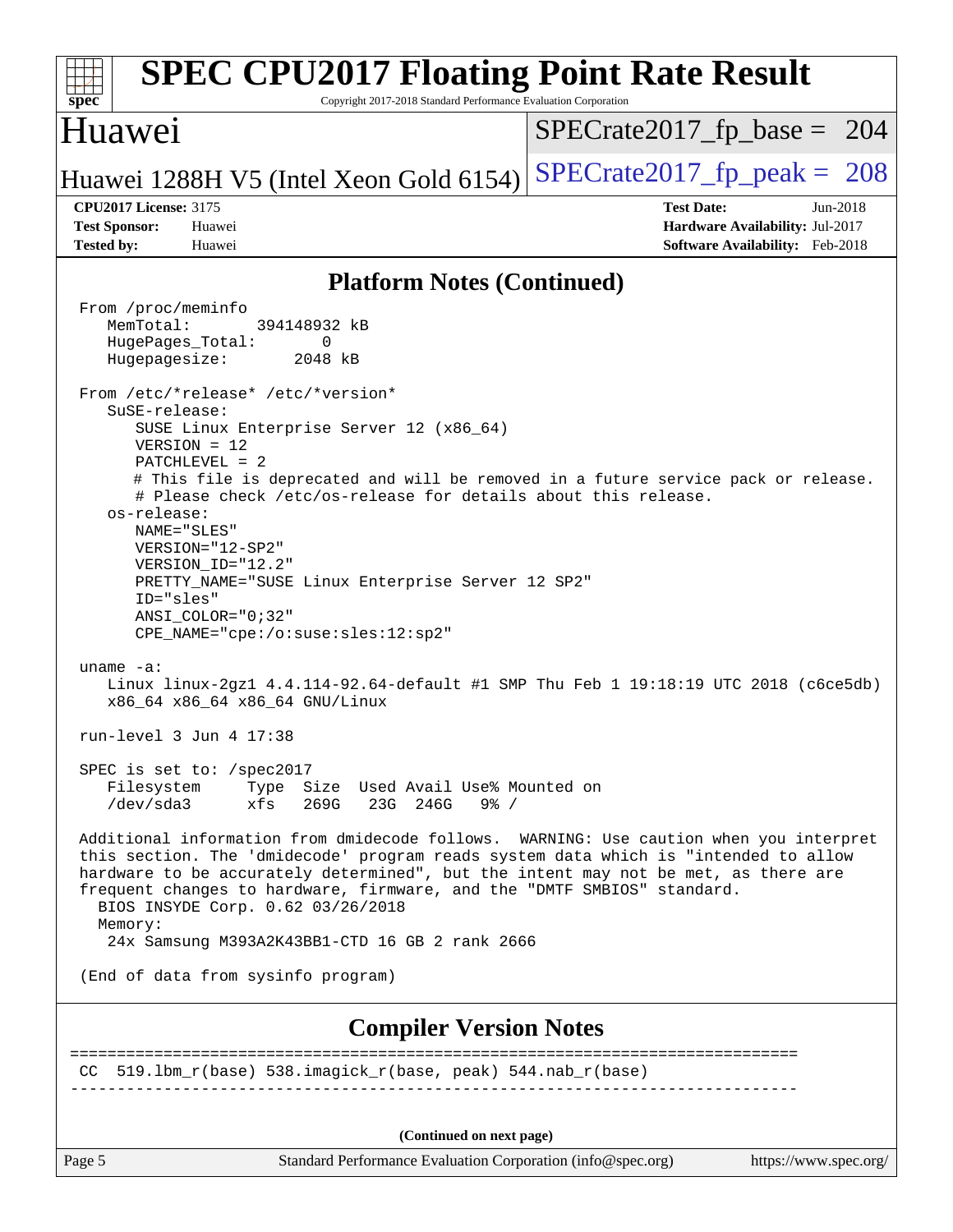# SPEC CPU2017 Floating Point Rate Result

Copyright 2017-2018 Standard Performance Evaluation Corporation

## Huawei

Huawei 1288H V5 (Intel Xeon Gold 6154)

SPECrate2017_fp_base = 204

SPECrate2017_fp_peak = 208

**CPU2017 License:** 3175
**Test Sponsor:** Huawei
**Tested by:** Huawei

**Test Date:** Jun-2018
**Hardware Availability:** Jul-2017
**Software Availability:** Feb-2018

## Platform Notes (Continued)

```
From /proc/meminfo
   MemTotal:       394148932 kB
   HugePages_Total:       0
   Hugepagesize:       2048 kB

From /etc/*release* /etc/*version*
   SuSE-release:
      SUSE Linux Enterprise Server 12 (x86_64)
      VERSION = 12
      PATCHLEVEL = 2
      # This file is deprecated and will be removed in a future service pack or release.
      # Please check /etc/os-release for details about this release.
   os-release:
      NAME="SLES"
      VERSION="12-SP2"
      VERSION_ID="12.2"
      PRETTY_NAME="SUSE Linux Enterprise Server 12 SP2"
      ID="sles"
      ANSI_COLOR="0;32"
      CPE_NAME="cpe:/o:suse:sles:12:sp2"

uname -a:
   Linux linux-2gz1 4.4.114-92.64-default #1 SMP Thu Feb 1 19:18:19 UTC 2018 (c6ce5db)
   x86_64 x86_64 x86_64 GNU/Linux

run-level 3 Jun 4 17:38

SPEC is set to: /spec2017
   Filesystem     Type  Size  Used Avail Use% Mounted on
   /dev/sda3      xfs   269G   23G  246G   9% /

Additional information from dmidecode follows.  WARNING: Use caution when you interpret
this section. The 'dmidecode' program reads system data which is "intended to allow
hardware to be accurately determined", but the intent may not be met, as there are
frequent changes to hardware, firmware, and the "DMTF SMBIOS" standard.
  BIOS INSYDE Corp. 0.62 03/26/2018
  Memory:
   24x Samsung M393A2K43BB1-CTD 16 GB 2 rank 2666

(End of data from sysinfo program)
```

## Compiler Version Notes

```
==============================================================================
CC  519.lbm_r(base) 538.imagick_r(base, peak) 544.nab_r(base)
------------------------------------------------------------------------------
```

(Continued on next page)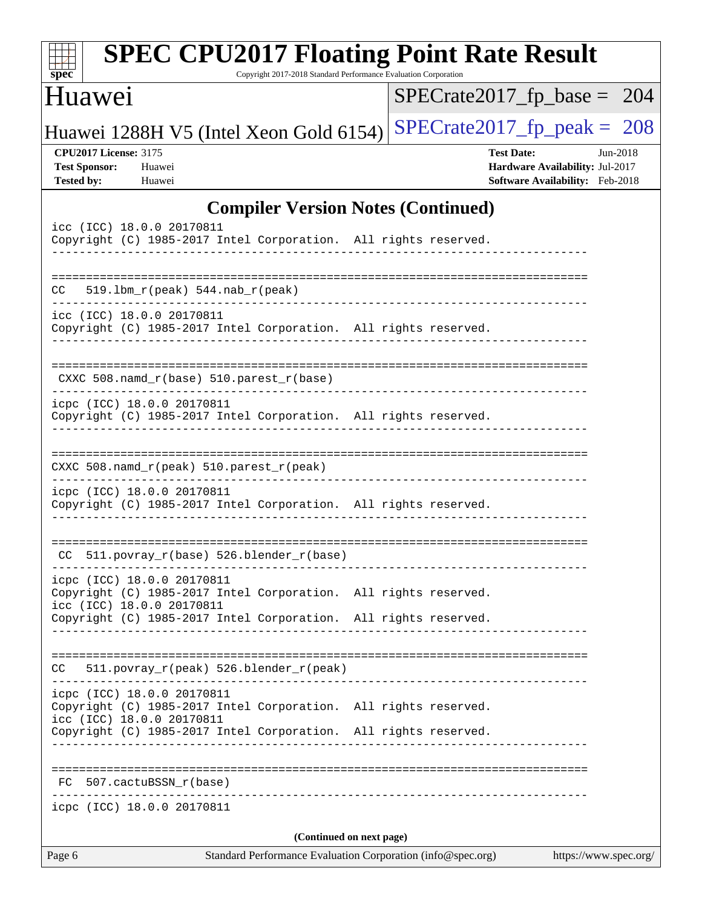## Compiler Version Notes (Continued)

```
icc (ICC) 18.0.0 20170811
Copyright (C) 1985-2017 Intel Corporation.  All rights reserved.
------------------------------------------------------------------------------

==============================================================================
CC   519.lbm_r(peak) 544.nab_r(peak)
------------------------------------------------------------------------------
icc (ICC) 18.0.0 20170811
Copyright (C) 1985-2017 Intel Corporation.  All rights reserved.
------------------------------------------------------------------------------

==============================================================================
 CXXC 508.namd_r(base) 510.parest_r(base)
------------------------------------------------------------------------------
icpc (ICC) 18.0.0 20170811
Copyright (C) 1985-2017 Intel Corporation.  All rights reserved.
------------------------------------------------------------------------------

==============================================================================
CXXC 508.namd_r(peak) 510.parest_r(peak)
------------------------------------------------------------------------------
icpc (ICC) 18.0.0 20170811
Copyright (C) 1985-2017 Intel Corporation.  All rights reserved.
------------------------------------------------------------------------------

==============================================================================
 CC  511.povray_r(base) 526.blender_r(base)
------------------------------------------------------------------------------
icpc (ICC) 18.0.0 20170811
Copyright (C) 1985-2017 Intel Corporation.  All rights reserved.
icc (ICC) 18.0.0 20170811
Copyright (C) 1985-2017 Intel Corporation.  All rights reserved.
------------------------------------------------------------------------------

==============================================================================
CC   511.povray_r(peak) 526.blender_r(peak)
------------------------------------------------------------------------------
icpc (ICC) 18.0.0 20170811
Copyright (C) 1985-2017 Intel Corporation.  All rights reserved.
icc (ICC) 18.0.0 20170811
Copyright (C) 1985-2017 Intel Corporation.  All rights reserved.
------------------------------------------------------------------------------

==============================================================================
 FC  507.cactuBSSN_r(base)
------------------------------------------------------------------------------
icpc (ICC) 18.0.0 20170811
```

**(Continued on next page)**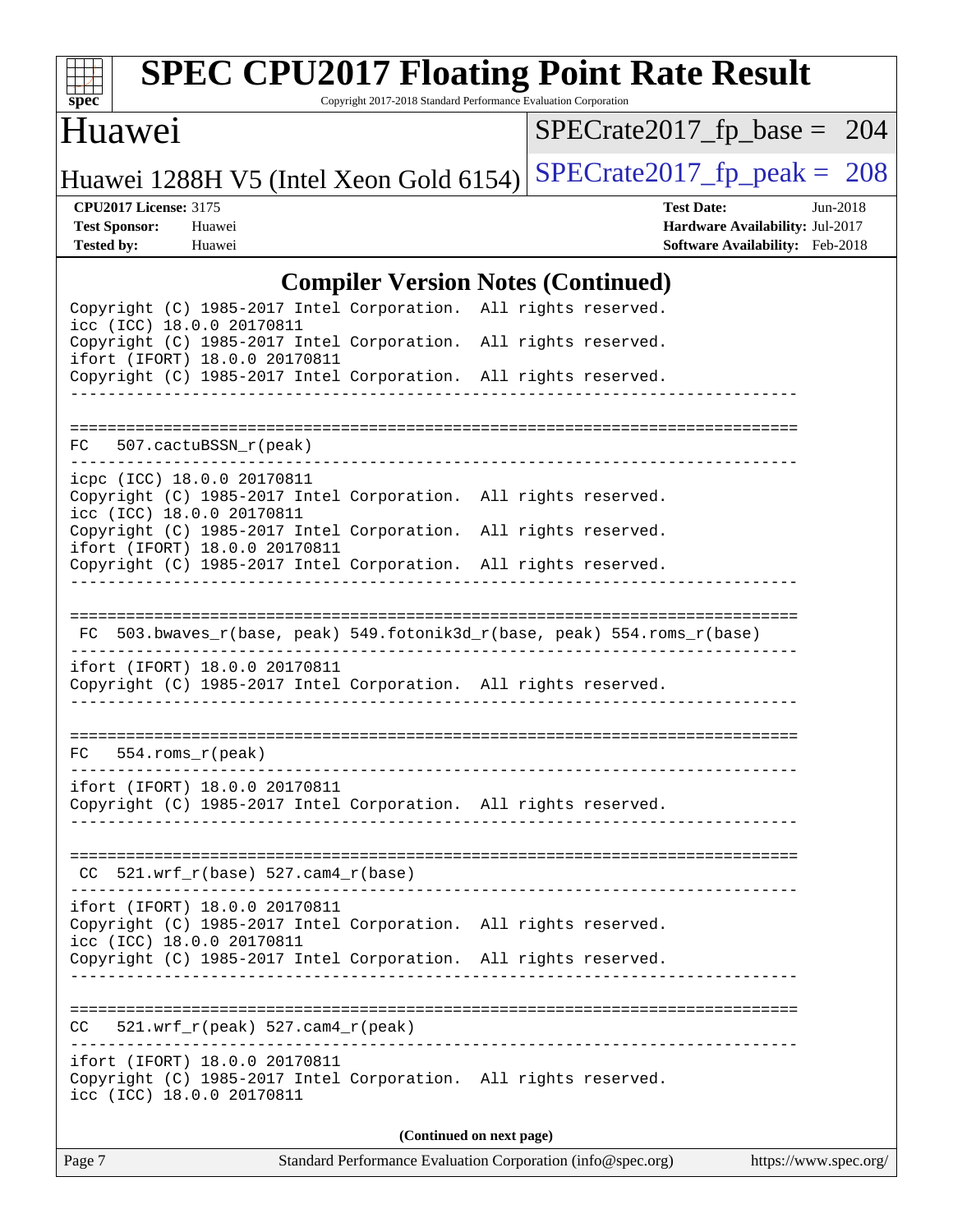## Compiler Version Notes (Continued)

```
Copyright (C) 1985-2017 Intel Corporation.  All rights reserved.
icc (ICC) 18.0.0 20170811
Copyright (C) 1985-2017 Intel Corporation.  All rights reserved.
ifort (IFORT) 18.0.0 20170811
Copyright (C) 1985-2017 Intel Corporation.  All rights reserved.
------------------------------------------------------------------------------

==============================================================================
FC   507.cactuBSSN_r(peak)
------------------------------------------------------------------------------
icpc (ICC) 18.0.0 20170811
Copyright (C) 1985-2017 Intel Corporation.  All rights reserved.
icc (ICC) 18.0.0 20170811
Copyright (C) 1985-2017 Intel Corporation.  All rights reserved.
ifort (IFORT) 18.0.0 20170811
Copyright (C) 1985-2017 Intel Corporation.  All rights reserved.
------------------------------------------------------------------------------

==============================================================================
 FC  503.bwaves_r(base, peak) 549.fotonik3d_r(base, peak) 554.roms_r(base)
------------------------------------------------------------------------------
ifort (IFORT) 18.0.0 20170811
Copyright (C) 1985-2017 Intel Corporation.  All rights reserved.
------------------------------------------------------------------------------

==============================================================================
FC   554.roms_r(peak)
------------------------------------------------------------------------------
ifort (IFORT) 18.0.0 20170811
Copyright (C) 1985-2017 Intel Corporation.  All rights reserved.
------------------------------------------------------------------------------

==============================================================================
 CC  521.wrf_r(base) 527.cam4_r(base)
------------------------------------------------------------------------------
ifort (IFORT) 18.0.0 20170811
Copyright (C) 1985-2017 Intel Corporation.  All rights reserved.
icc (ICC) 18.0.0 20170811
Copyright (C) 1985-2017 Intel Corporation.  All rights reserved.
------------------------------------------------------------------------------

==============================================================================
CC   521.wrf_r(peak) 527.cam4_r(peak)
------------------------------------------------------------------------------
ifort (IFORT) 18.0.0 20170811
Copyright (C) 1985-2017 Intel Corporation.  All rights reserved.
icc (ICC) 18.0.0 20170811
```

**(Continued on next page)**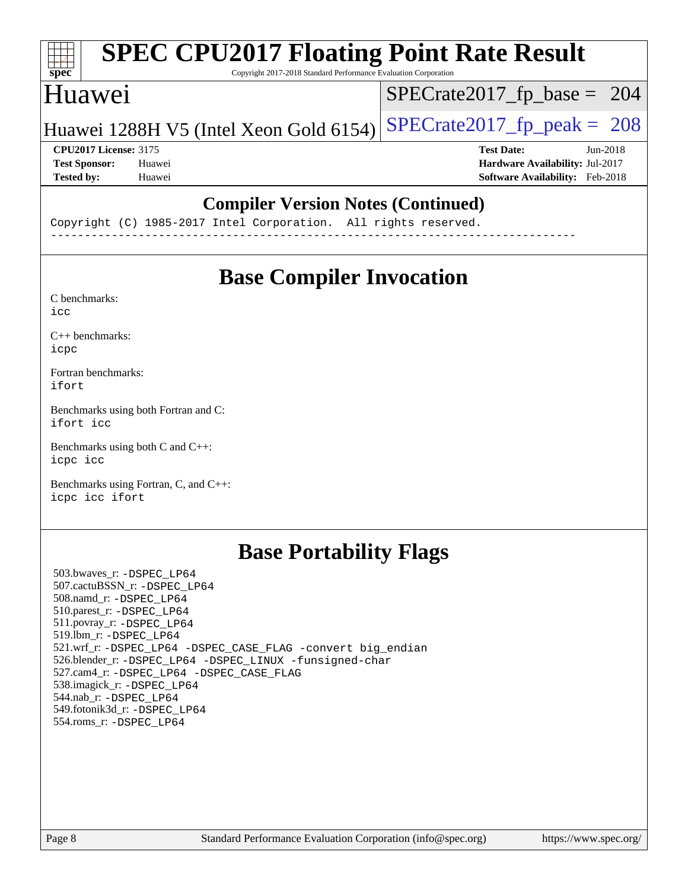## Compiler Version Notes (Continued)

```
Copyright (C) 1985-2017 Intel Corporation.  All rights reserved.
------------------------------------------------------------------------------
```

## Base Compiler Invocation

C benchmarks:
icc

C++ benchmarks:
icpc

Fortran benchmarks:
ifort

Benchmarks using both Fortran and C:
ifort icc

Benchmarks using both C and C++:
icpc icc

Benchmarks using Fortran, C, and C++:
icpc icc ifort

## Base Portability Flags

503.bwaves_r: -DSPEC_LP64
507.cactuBSSN_r: -DSPEC_LP64
508.namd_r: -DSPEC_LP64
510.parest_r: -DSPEC_LP64
511.povray_r: -DSPEC_LP64
519.lbm_r: -DSPEC_LP64
521.wrf_r: -DSPEC_LP64 -DSPEC_CASE_FLAG -convert big_endian
526.blender_r: -DSPEC_LP64 -DSPEC_LINUX -funsigned-char
527.cam4_r: -DSPEC_LP64 -DSPEC_CASE_FLAG
538.imagick_r: -DSPEC_LP64
544.nab_r: -DSPEC_LP64
549.fotonik3d_r: -DSPEC_LP64
554.roms_r: -DSPEC_LP64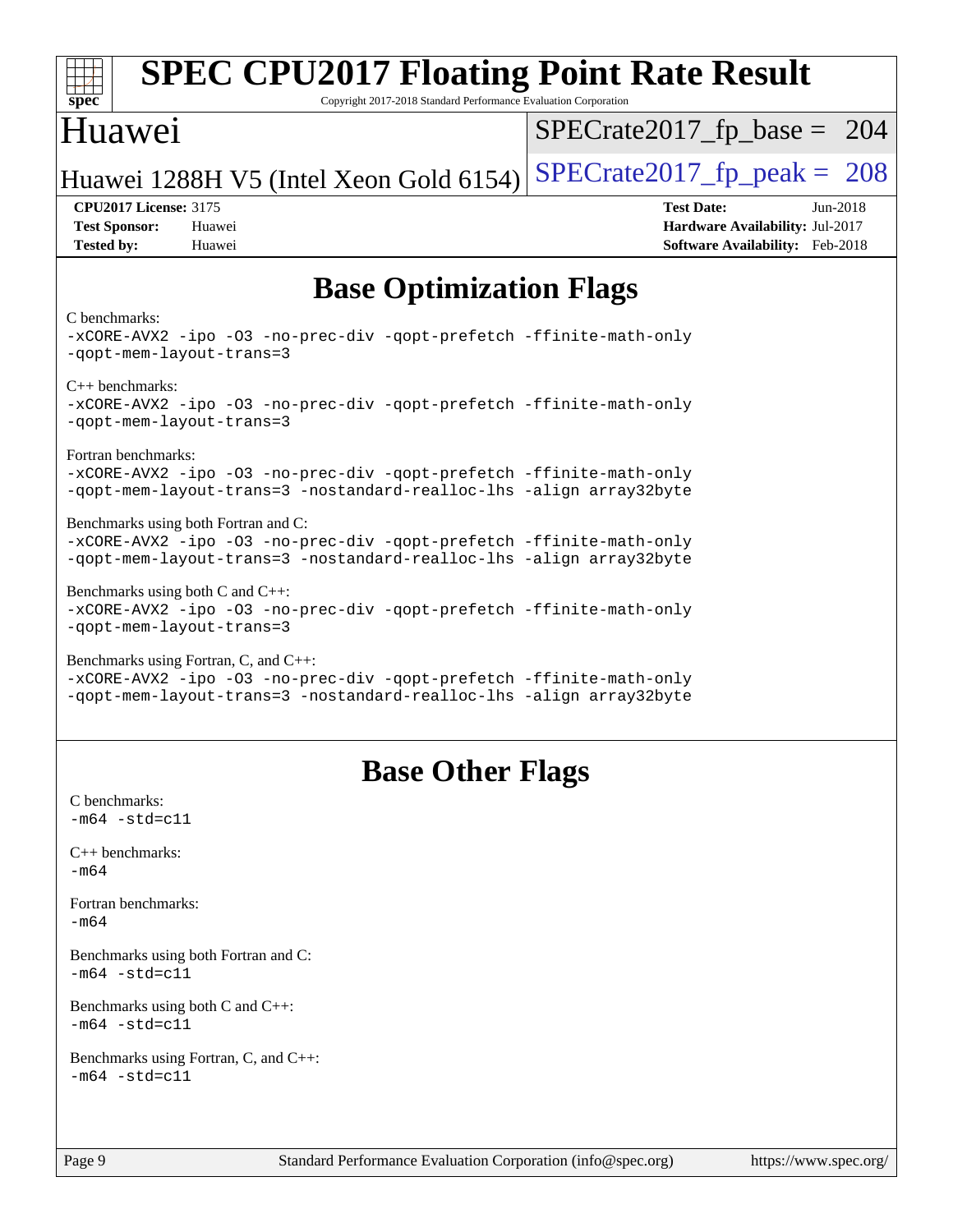# SPEC CPU2017 Floating Point Rate Result

Copyright 2017-2018 Standard Performance Evaluation Corporation

# Huawei

Huawei 1288H V5 (Intel Xeon Gold 6154)

SPECrate2017_fp_base = 204

SPECrate2017_fp_peak = 208

**CPU2017 License:** 3175
**Test Sponsor:** Huawei
**Tested by:** Huawei

**Test Date:** Jun-2018
**Hardware Availability:** Jul-2017
**Software Availability:** Feb-2018

## Base Optimization Flags

C benchmarks:
```
-xCORE-AVX2 -ipo -O3 -no-prec-div -qopt-prefetch -ffinite-math-only
-qopt-mem-layout-trans=3
```

C++ benchmarks:
```
-xCORE-AVX2 -ipo -O3 -no-prec-div -qopt-prefetch -ffinite-math-only
-qopt-mem-layout-trans=3
```

Fortran benchmarks:
```
-xCORE-AVX2 -ipo -O3 -no-prec-div -qopt-prefetch -ffinite-math-only
-qopt-mem-layout-trans=3 -nostandard-realloc-lhs -align array32byte
```

Benchmarks using both Fortran and C:
```
-xCORE-AVX2 -ipo -O3 -no-prec-div -qopt-prefetch -ffinite-math-only
-qopt-mem-layout-trans=3 -nostandard-realloc-lhs -align array32byte
```

Benchmarks using both C and C++:
```
-xCORE-AVX2 -ipo -O3 -no-prec-div -qopt-prefetch -ffinite-math-only
-qopt-mem-layout-trans=3
```

Benchmarks using Fortran, C, and C++:
```
-xCORE-AVX2 -ipo -O3 -no-prec-div -qopt-prefetch -ffinite-math-only
-qopt-mem-layout-trans=3 -nostandard-realloc-lhs -align array32byte
```

## Base Other Flags

C benchmarks:
```
-m64 -std=c11
```

C++ benchmarks:
```
-m64
```

Fortran benchmarks:
```
-m64
```

Benchmarks using both Fortran and C:
```
-m64 -std=c11
```

Benchmarks using both C and C++:
```
-m64 -std=c11
```

Benchmarks using Fortran, C, and C++:
```
-m64 -std=c11
```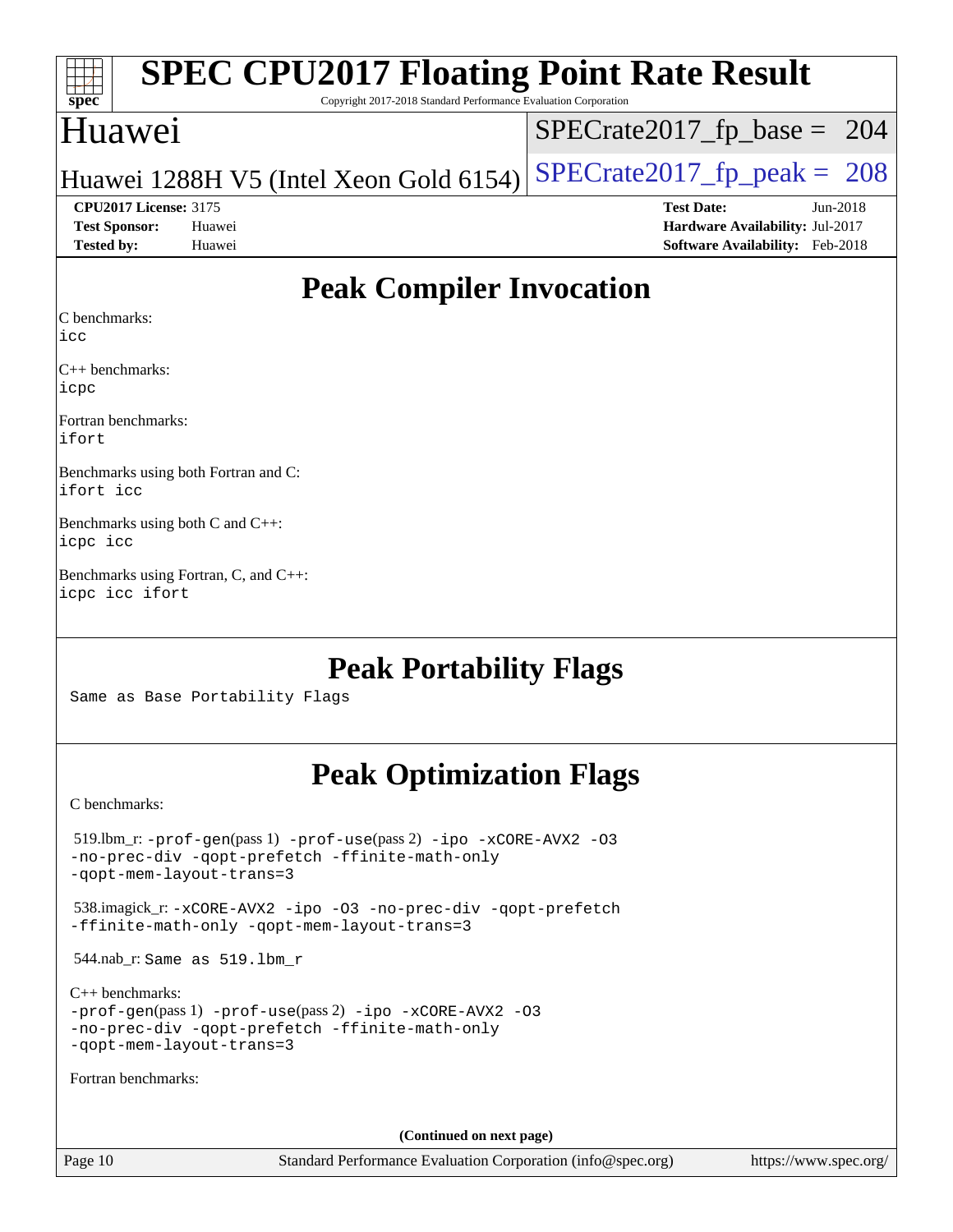# SPEC CPU2017 Floating Point Rate Result

Copyright 2017-2018 Standard Performance Evaluation Corporation

## Huawei

Huawei 1288H V5 (Intel Xeon Gold 6154)

SPECrate2017_fp_base = 204

SPECrate2017_fp_peak = 208

**CPU2017 License:** 3175
**Test Sponsor:** Huawei
**Tested by:** Huawei

**Test Date:** Jun-2018
**Hardware Availability:** Jul-2017
**Software Availability:** Feb-2018

## Peak Compiler Invocation

C benchmarks:
`icc`

C++ benchmarks:
`icpc`

Fortran benchmarks:
`ifort`

Benchmarks using both Fortran and C:
`ifort icc`

Benchmarks using both C and C++:
`icpc icc`

Benchmarks using Fortran, C, and C++:
`icpc icc ifort`

## Peak Portability Flags

Same as Base Portability Flags

## Peak Optimization Flags

C benchmarks:

519.lbm_r: `-prof-gen`(pass 1) `-prof-use`(pass 2) `-ipo -xCORE-AVX2 -O3 -no-prec-div -qopt-prefetch -ffinite-math-only -qopt-mem-layout-trans=3`

538.imagick_r: `-xCORE-AVX2 -ipo -O3 -no-prec-div -qopt-prefetch -ffinite-math-only -qopt-mem-layout-trans=3`

544.nab_r: Same as 519.lbm_r

C++ benchmarks:
`-prof-gen`(pass 1) `-prof-use`(pass 2) `-ipo -xCORE-AVX2 -O3 -no-prec-div -qopt-prefetch -ffinite-math-only -qopt-mem-layout-trans=3`

Fortran benchmarks:

**(Continued on next page)**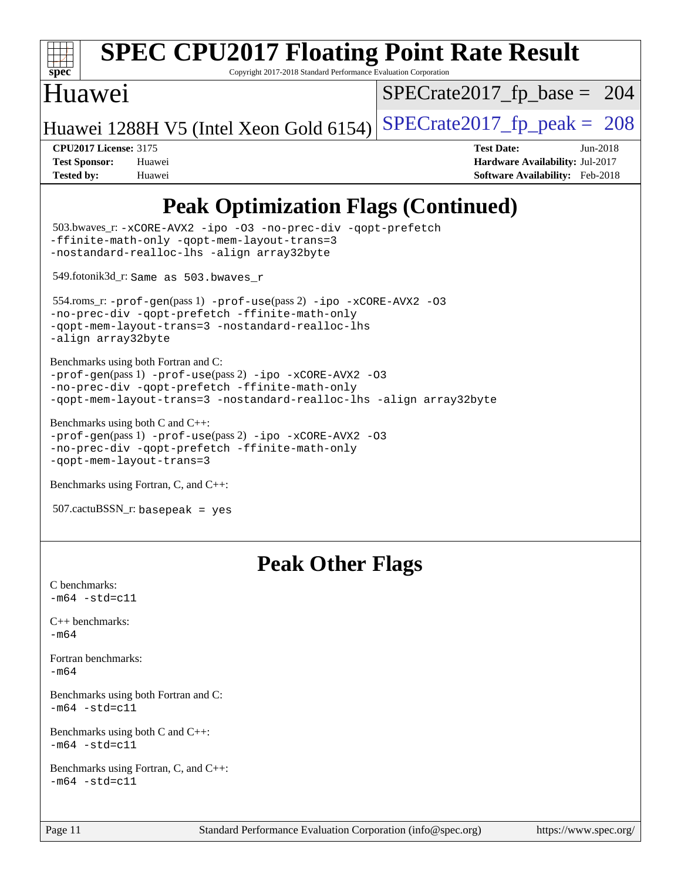# SPEC CPU2017 Floating Point Rate Result

Copyright 2017-2018 Standard Performance Evaluation Corporation

## Huawei

Huawei 1288H V5 (Intel Xeon Gold 6154)

SPECrate2017_fp_base = 204

SPECrate2017_fp_peak = 208

**CPU2017 License:** 3175
**Test Sponsor:** Huawei
**Tested by:** Huawei

**Test Date:** Jun-2018
**Hardware Availability:** Jul-2017
**Software Availability:** Feb-2018

## Peak Optimization Flags (Continued)

503.bwaves_r: `-xCORE-AVX2 -ipo -O3 -no-prec-div -qopt-prefetch -ffinite-math-only -qopt-mem-layout-trans=3 -nostandard-realloc-lhs -align array32byte`

549.fotonik3d_r: `Same as 503.bwaves_r`

554.roms_r: `-prof-gen`(pass 1) `-prof-use`(pass 2) `-ipo -xCORE-AVX2 -O3 -no-prec-div -qopt-prefetch -ffinite-math-only -qopt-mem-layout-trans=3 -nostandard-realloc-lhs -align array32byte`

Benchmarks using both Fortran and C:
`-prof-gen`(pass 1) `-prof-use`(pass 2) `-ipo -xCORE-AVX2 -O3 -no-prec-div -qopt-prefetch -ffinite-math-only -qopt-mem-layout-trans=3 -nostandard-realloc-lhs -align array32byte`

Benchmarks using both C and C++:
`-prof-gen`(pass 1) `-prof-use`(pass 2) `-ipo -xCORE-AVX2 -O3 -no-prec-div -qopt-prefetch -ffinite-math-only -qopt-mem-layout-trans=3`

Benchmarks using Fortran, C, and C++:

507.cactuBSSN_r: `basepeak = yes`

## Peak Other Flags

C benchmarks:
`-m64 -std=c11`

C++ benchmarks:
`-m64`

Fortran benchmarks:
`-m64`

Benchmarks using both Fortran and C:
`-m64 -std=c11`

Benchmarks using both C and C++:
`-m64 -std=c11`

Benchmarks using Fortran, C, and C++:
`-m64 -std=c11`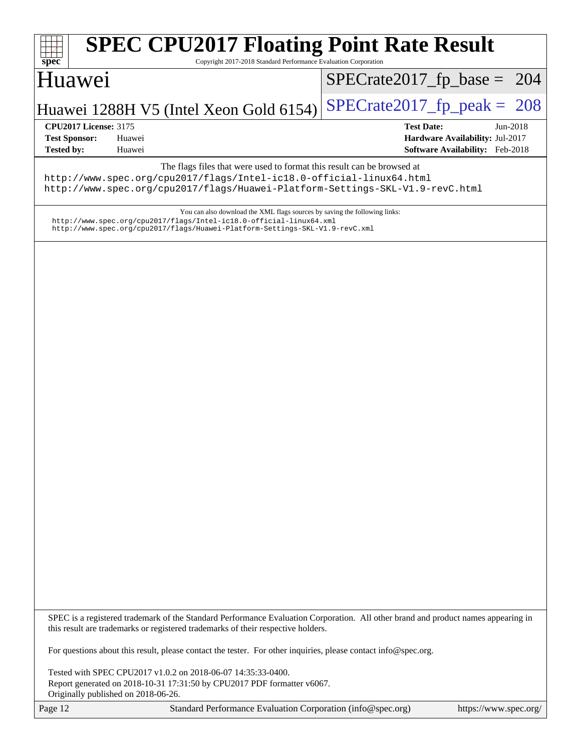The flags files that were used to format this result can be browsed at

http://www.spec.org/cpu2017/flags/Intel-ic18.0-official-linux64.html
http://www.spec.org/cpu2017/flags/Huawei-Platform-Settings-SKL-V1.9-revC.html

You can also download the XML flags sources by saving the following links:

http://www.spec.org/cpu2017/flags/Intel-ic18.0-official-linux64.xml
http://www.spec.org/cpu2017/flags/Huawei-Platform-Settings-SKL-V1.9-revC.xml

SPEC is a registered trademark of the Standard Performance Evaluation Corporation. All other brand and product names appearing in this result are trademarks or registered trademarks of their respective holders.

For questions about this result, please contact the tester. For other inquiries, please contact info@spec.org.

Tested with SPEC CPU2017 v1.0.2 on 2018-06-07 14:35:33-0400.
Report generated on 2018-10-31 17:31:50 by CPU2017 PDF formatter v6067.
Originally published on 2018-06-26.